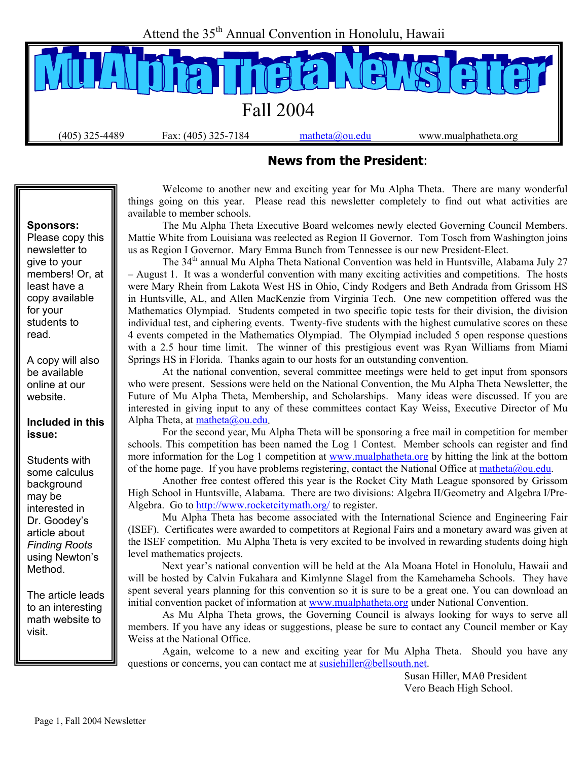Attend the 35th Annual Convention in Honolulu, Hawaii

# Mu Alpha Theta Newsletter

Fall 2004

(405) 325-4489 Fax: (405) 325-7184 matheta@ou.edu www.mualphatheta.org

## News from the President:

**Sponsors:** Please copy this newsletter to give to your members! Or, at least have a copy available for your students to read.

A copy will also be available online at our website.

**Included in this issue:**

Students with some calculus background may be interested in Dr. Goodey's article about *Finding Roots* using Newton's Method.

The article leads to an interesting math website to visit.

Welcome to another new and exciting year for Mu Alpha Theta. There are many wonderful things going on this year. Please read this newsletter completely to find out what activities are available to member schools.

The Mu Alpha Theta Executive Board welcomes newly elected Governing Council Members. Mattie White from Louisiana was reelected as Region II Governor. Tom Tosch from Washington joins us as Region I Governor. Mary Emma Bunch from Tennessee is our new President-Elect.

The 34th annual Mu Alpha Theta National Convention was held in Huntsville, Alabama July 27 – August 1. It was a wonderful convention with many exciting activities and competitions. The hosts were Mary Rhein from Lakota West HS in Ohio, Cindy Rodgers and Beth Andrada from Grissom HS in Huntsville, AL, and Allen MacKenzie from Virginia Tech. One new competition offered was the Mathematics Olympiad. Students competed in two specific topic tests for their division, the division individual test, and ciphering events. Twenty-five students with the highest cumulative scores on these 4 events competed in the Mathematics Olympiad. The Olympiad included 5 open response questions with a 2.5 hour time limit. The winner of this prestigious event was Ryan Williams from Miami Springs HS in Florida. Thanks again to our hosts for an outstanding convention.

At the national convention, several committee meetings were held to get input from sponsors who were present. Sessions were held on the National Convention, the Mu Alpha Theta Newsletter, the Future of Mu Alpha Theta, Membership, and Scholarships. Many ideas were discussed. If you are interested in giving input to any of these committees contact Kay Weiss, Executive Director of Mu Alpha Theta, at matheta@ou.edu.

For the second year, Mu Alpha Theta will be sponsoring a free mail in competition for member schools. This competition has been named the Log 1 Contest. Member schools can register and find more information for the Log 1 competition at www.mualphatheta.org by hitting the link at the bottom of the home page. If you have problems registering, contact the National Office at matheta@ou.edu.

Another free contest offered this year is the Rocket City Math League sponsored by Grissom High School in Huntsville, Alabama. There are two divisions: Algebra II/Geometry and Algebra I/Pre-Algebra. Go to http://www.rocketcitymath.org/ to register.

Mu Alpha Theta has become associated with the International Science and Engineering Fair (ISEF). Certificates were awarded to competitors at Regional Fairs and a monetary award was given at the ISEF competition. Mu Alpha Theta is very excited to be involved in rewarding students doing high level mathematics projects.

Next year's national convention will be held at the Ala Moana Hotel in Honolulu, Hawaii and will be hosted by Calvin Fukahara and Kimlynne Slagel from the Kamehameha Schools. They have spent several years planning for this convention so it is sure to be a great one. You can download an initial convention packet of information at www.mualphatheta.org under National Convention.

As Mu Alpha Theta grows, the Governing Council is always looking for ways to serve all members. If you have any ideas or suggestions, please be sure to contact any Council member or Kay Weiss at the National Office.

Again, welcome to a new and exciting year for Mu Alpha Theta. Should you have any questions or concerns, you can contact me at susiehiller@bellsouth.net.

Susan Hiller, MAθ President
Vero Beach High School.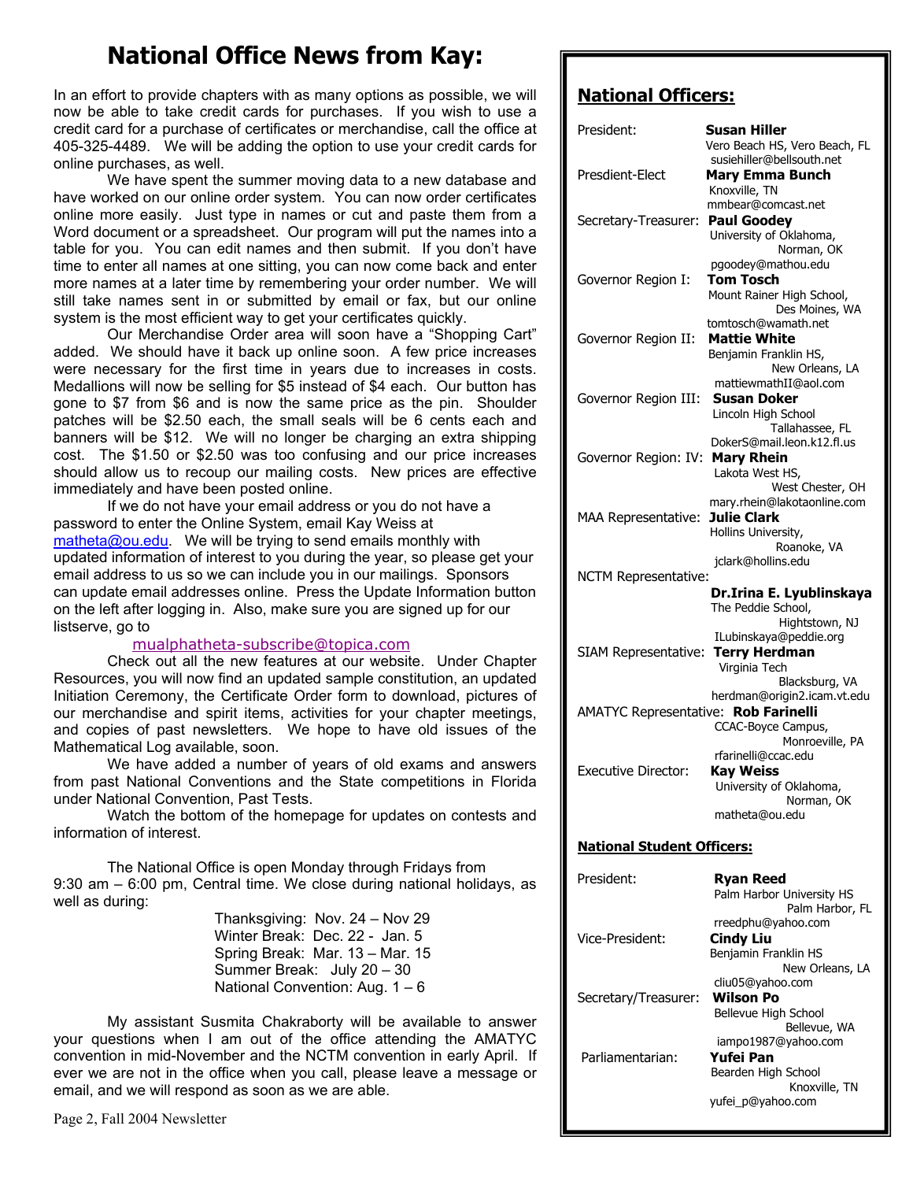# National Office News from Kay:

In an effort to provide chapters with as many options as possible, we will now be able to take credit cards for purchases. If you wish to use a credit card for a purchase of certificates or merchandise, call the office at 405-325-4489. We will be adding the option to use your credit cards for online purchases, as well.

We have spent the summer moving data to a new database and have worked on our online order system. You can now order certificates online more easily. Just type in names or cut and paste them from a Word document or a spreadsheet. Our program will put the names into a table for you. You can edit names and then submit. If you don't have time to enter all names at one sitting, you can now come back and enter more names at a later time by remembering your order number. We will still take names sent in or submitted by email or fax, but our online system is the most efficient way to get your certificates quickly.

Our Merchandise Order area will soon have a "Shopping Cart" added. We should have it back up online soon. A few price increases were necessary for the first time in years due to increases in costs. Medallions will now be selling for $5 instead of $4 each. Our button has gone to $7 from $6 and is now the same price as the pin. Shoulder patches will be $2.50 each, the small seals will be 6 cents each and banners will be $12. We will no longer be charging an extra shipping cost. The $1.50 or $2.50 was too confusing and our price increases should allow us to recoup our mailing costs. New prices are effective immediately and have been posted online.

If we do not have your email address or you do not have a password to enter the Online System, email Kay Weiss at matheta@ou.edu. We will be trying to send emails monthly with updated information of interest to you during the year, so please get your email address to us so we can include you in our mailings. Sponsors can update email addresses online. Press the Update Information button on the left after logging in. Also, make sure you are signed up for our listserve, go to

mualphatheta-subscribe@topica.com

Check out all the new features at our website. Under Chapter Resources, you will now find an updated sample constitution, an updated Initiation Ceremony, the Certificate Order form to download, pictures of our merchandise and spirit items, activities for your chapter meetings, and copies of past newsletters. We hope to have old issues of the Mathematical Log available, soon.

We have added a number of years of old exams and answers from past National Conventions and the State competitions in Florida under National Convention, Past Tests.

Watch the bottom of the homepage for updates on contests and information of interest.

The National Office is open Monday through Fridays from 9:30 am – 6:00 pm, Central time. We close during national holidays, as well as during:

Thanksgiving: Nov. 24 – Nov 29
Winter Break: Dec. 22 - Jan. 5
Spring Break: Mar. 13 – Mar. 15
Summer Break: July 20 – 30
National Convention: Aug. 1 – 6

My assistant Susmita Chakraborty will be available to answer your questions when I am out of the office attending the AMATYC convention in mid-November and the NCTM convention in early April. If ever we are not in the office when you call, please leave a message or email, and we will respond as soon as we are able.

## National Officers:

President: **Susan Hiller**
Vero Beach HS, Vero Beach, FL
susiehiller@bellsouth.net

Presdient-Elect: **Mary Emma Bunch**
Knoxville, TN
mmbear@comcast.net

Secretary-Treasurer: **Paul Goodey**
University of Oklahoma, Norman, OK
pgoodey@mathou.edu

Governor Region I: **Tom Tosch**
Mount Rainer High School, Des Moines, WA
tomtosch@wamath.net

Governor Region II: **Mattie White**
Benjamin Franklin HS, New Orleans, LA
mattiewmathII@aol.com

Governor Region III: **Susan Doker**
Lincoln High School, Tallahassee, FL
DokerS@mail.leon.k12.fl.us

Governor Region: IV: **Mary Rhein**
Lakota West HS, West Chester, OH
mary.rhein@lakotaonline.com

MAA Representative: **Julie Clark**
Hollins University, Roanoke, VA
jclark@hollins.edu

NCTM Representative: **Dr.Irina E. Lyublinskaya**
The Peddie School, Hightstown, NJ
ILubinskaya@peddie.org

SIAM Representative: **Terry Herdman**
Virginia Tech, Blacksburg, VA
herdman@origin2.icam.vt.edu

AMATYC Representative: **Rob Farinelli**
CCAC-Boyce Campus, Monroeville, PA
rfarinelli@ccac.edu

Executive Director: **Kay Weiss**
University of Oklahoma, Norman, OK
matheta@ou.edu

### National Student Officers:

President: **Ryan Reed**
Palm Harbor University HS, Palm Harbor, FL
rreedphu@yahoo.com

Vice-President: **Cindy Liu**
Benjamin Franklin HS, New Orleans, LA
cliu05@yahoo.com

Secretary/Treasurer: **Wilson Po**
Bellevue High School, Bellevue, WA
iampo1987@yahoo.com

Parliamentarian: **Yufei Pan**
Bearden High School, Knoxville, TN
yufei_p@yahoo.com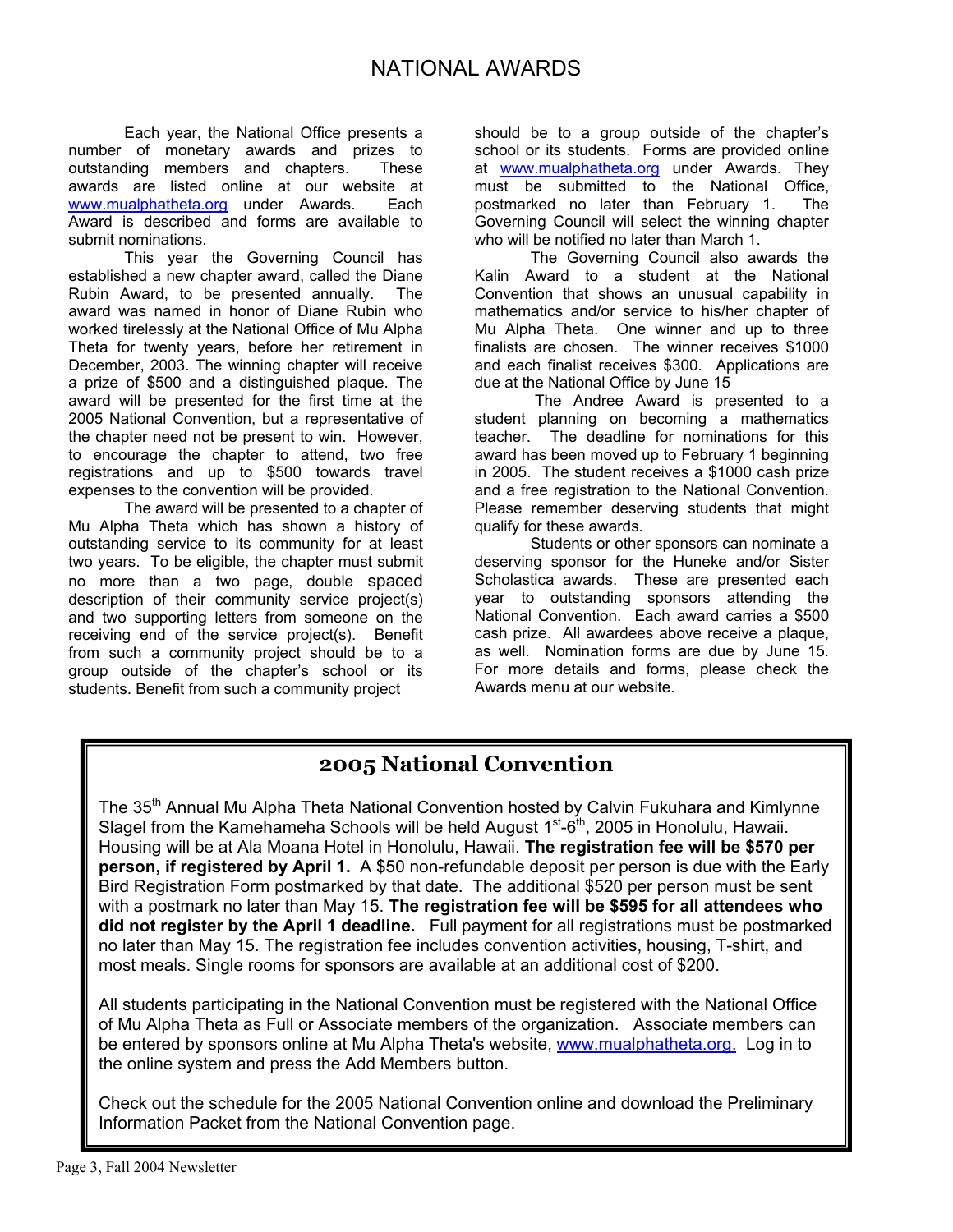# NATIONAL AWARDS

Each year, the National Office presents a number of monetary awards and prizes to outstanding members and chapters. These awards are listed online at our website at www.mualphatheta.org under Awards. Each Award is described and forms are available to submit nominations.

This year the Governing Council has established a new chapter award, called the Diane Rubin Award, to be presented annually. The award was named in honor of Diane Rubin who worked tirelessly at the National Office of Mu Alpha Theta for twenty years, before her retirement in December, 2003. The winning chapter will receive a prize of $500 and a distinguished plaque. The award will be presented for the first time at the 2005 National Convention, but a representative of the chapter need not be present to win. However, to encourage the chapter to attend, two free registrations and up to $500 towards travel expenses to the convention will be provided.

The award will be presented to a chapter of Mu Alpha Theta which has shown a history of outstanding service to its community for at least two years. To be eligible, the chapter must submit no more than a two page, double spaced description of their community service project(s) and two supporting letters from someone on the receiving end of the service project(s). Benefit from such a community project should be to a group outside of the chapter's school or its students. Benefit from such a community project should be to a group outside of the chapter's school or its students. Forms are provided online at www.mualphatheta.org under Awards. They must be submitted to the National Office, postmarked no later than February 1. The Governing Council will select the winning chapter who will be notified no later than March 1.

The Governing Council also awards the Kalin Award to a student at the National Convention that shows an unusual capability in mathematics and/or service to his/her chapter of Mu Alpha Theta. One winner and up to three finalists are chosen. The winner receives $1000 and each finalist receives $300. Applications are due at the National Office by June 15

The Andree Award is presented to a student planning on becoming a mathematics teacher. The deadline for nominations for this award has been moved up to February 1 beginning in 2005. The student receives a $1000 cash prize and a free registration to the National Convention. Please remember deserving students that might qualify for these awards.

Students or other sponsors can nominate a deserving sponsor for the Huneke and/or Sister Scholastica awards. These are presented each year to outstanding sponsors attending the National Convention. Each award carries a $500 cash prize. All awardees above receive a plaque, as well. Nomination forms are due by June 15. For more details and forms, please check the Awards menu at our website.

## 2005 National Convention

The 35th Annual Mu Alpha Theta National Convention hosted by Calvin Fukuhara and Kimlynne Slagel from the Kamehameha Schools will be held August 1st-6th, 2005 in Honolulu, Hawaii. Housing will be at Ala Moana Hotel in Honolulu, Hawaii. **The registration fee will be $570 per person, if registered by April 1.** A $50 non-refundable deposit per person is due with the Early Bird Registration Form postmarked by that date. The additional $520 per person must be sent with a postmark no later than May 15. **The registration fee will be $595 for all attendees who did not register by the April 1 deadline.** Full payment for all registrations must be postmarked no later than May 15. The registration fee includes convention activities, housing, T-shirt, and most meals. Single rooms for sponsors are available at an additional cost of $200.

All students participating in the National Convention must be registered with the National Office of Mu Alpha Theta as Full or Associate members of the organization. Associate members can be entered by sponsors online at Mu Alpha Theta's website, www.mualphatheta.org. Log in to the online system and press the Add Members button.

Check out the schedule for the 2005 National Convention online and download the Preliminary Information Packet from the National Convention page.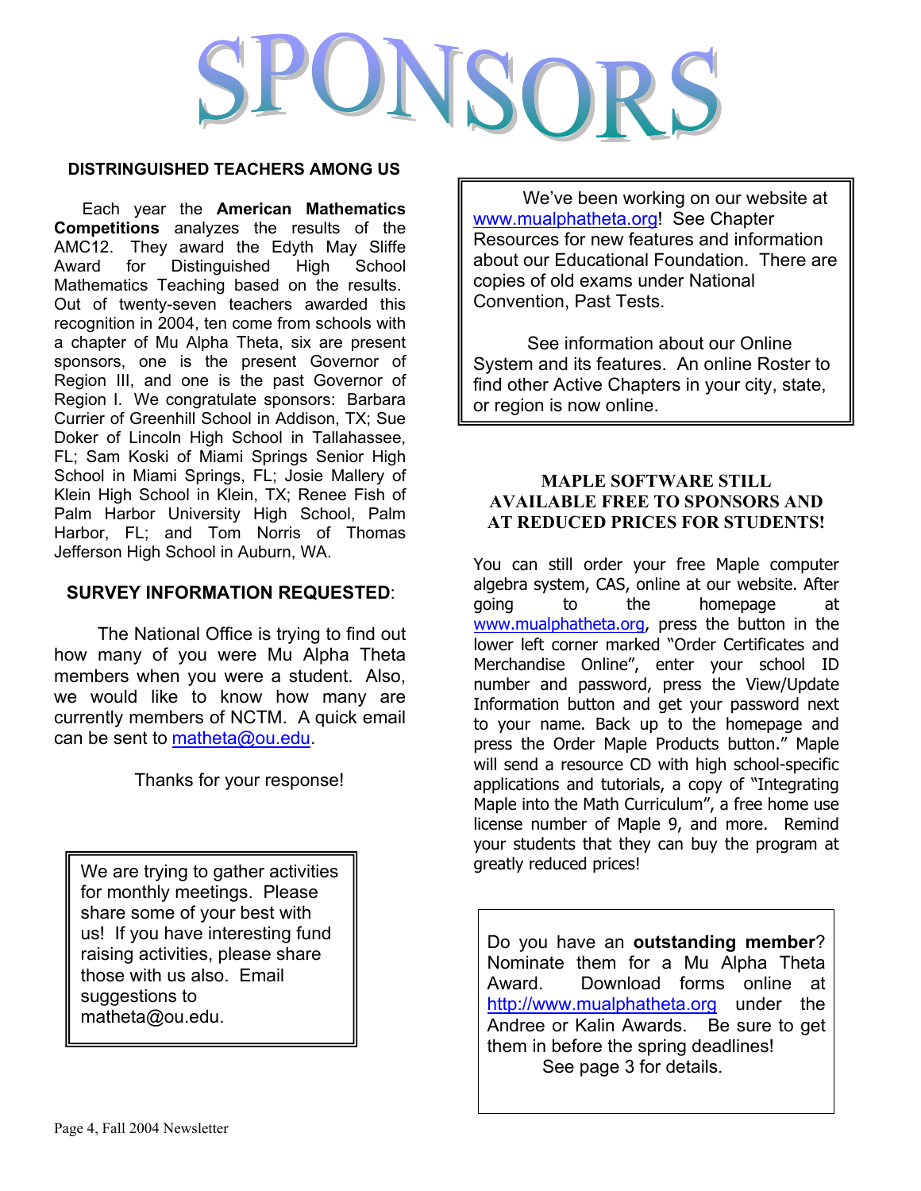# SPONSORS

## DISTRINGUISHED TEACHERS AMONG US

Each year the **American Mathematics Competitions** analyzes the results of the AMC12. They award the Edyth May Sliffe Award for Distinguished High School Mathematics Teaching based on the results. Out of twenty-seven teachers awarded this recognition in 2004, ten come from schools with a chapter of Mu Alpha Theta, six are present sponsors, one is the present Governor of Region III, and one is the past Governor of Region I. We congratulate sponsors: Barbara Currier of Greenhill School in Addison, TX; Sue Doker of Lincoln High School in Tallahassee, FL; Sam Koski of Miami Springs Senior High School in Miami Springs, FL; Josie Mallery of Klein High School in Klein, TX; Renee Fish of Palm Harbor University High School, Palm Harbor, FL; and Tom Norris of Thomas Jefferson High School in Auburn, WA.

## SURVEY INFORMATION REQUESTED:

The National Office is trying to find out how many of you were Mu Alpha Theta members when you were a student. Also, we would like to know how many are currently members of NCTM. A quick email can be sent to matheta@ou.edu.

Thanks for your response!

We are trying to gather activities for monthly meetings. Please share some of your best with us! If you have interesting fund raising activities, please share those with us also. Email suggestions to matheta@ou.edu.

We've been working on our website at www.mualphatheta.org! See Chapter Resources for new features and information about our Educational Foundation. There are copies of old exams under National Convention, Past Tests.

See information about our Online System and its features. An online Roster to find other Active Chapters in your city, state, or region is now online.

## MAPLE SOFTWARE STILL AVAILABLE FREE TO SPONSORS AND AT REDUCED PRICES FOR STUDENTS!

You can still order your free Maple computer algebra system, CAS, online at our website. After going to the homepage at www.mualphatheta.org, press the button in the lower left corner marked "Order Certificates and Merchandise Online", enter your school ID number and password, press the View/Update Information button and get your password next to your name. Back up to the homepage and press the Order Maple Products button." Maple will send a resource CD with high school-specific applications and tutorials, a copy of "Integrating Maple into the Math Curriculum", a free home use license number of Maple 9, and more. Remind your students that they can buy the program at greatly reduced prices!

Do you have an **outstanding member**? Nominate them for a Mu Alpha Theta Award. Download forms online at http://www.mualphatheta.org under the Andree or Kalin Awards. Be sure to get them in before the spring deadlines!
See page 3 for details.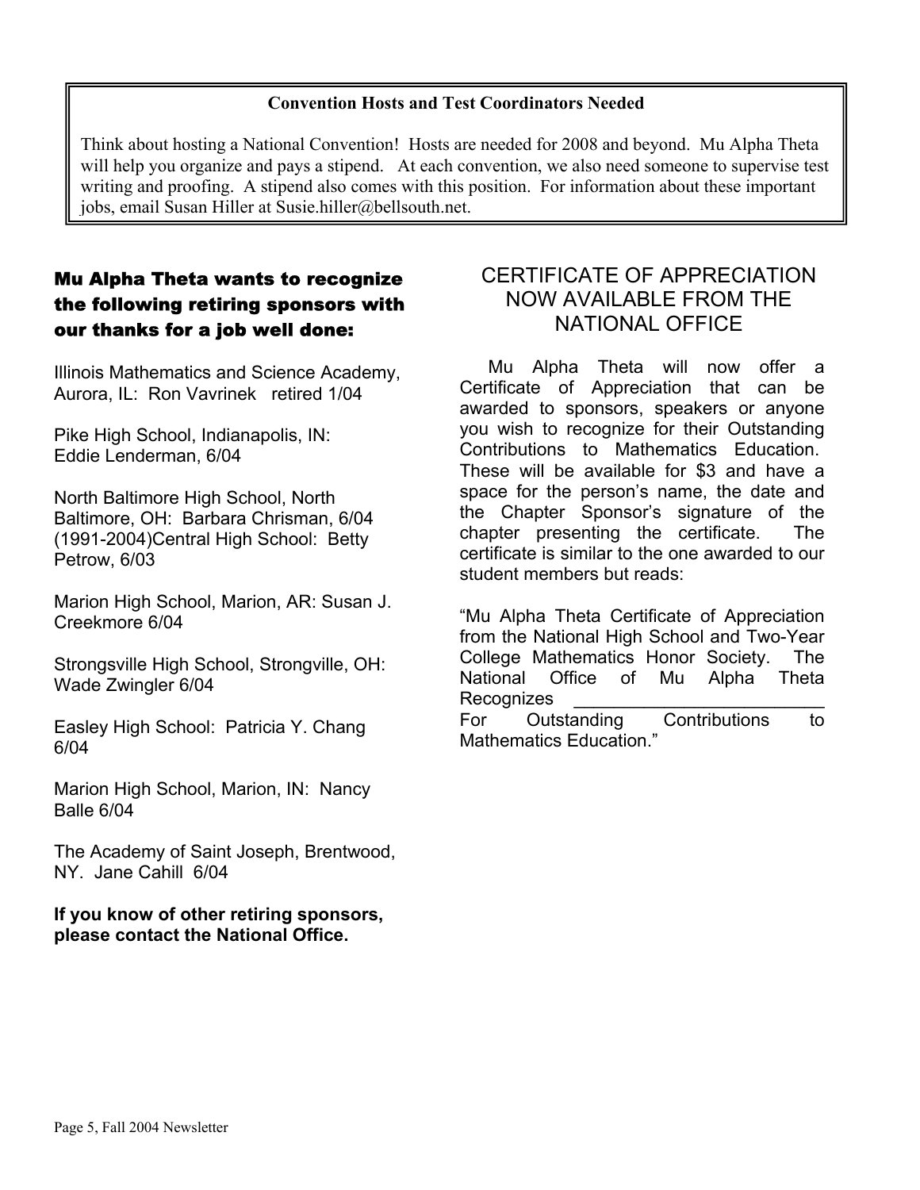**Convention Hosts and Test Coordinators Needed**

Think about hosting a National Convention! Hosts are needed for 2008 and beyond. Mu Alpha Theta will help you organize and pays a stipend. At each convention, we also need someone to supervise test writing and proofing. A stipend also comes with this position. For information about these important jobs, email Susan Hiller at Susie.hiller@bellsouth.net.

## Mu Alpha Theta wants to recognize the following retiring sponsors with our thanks for a job well done:

Illinois Mathematics and Science Academy, Aurora, IL: Ron Vavrinek retired 1/04

Pike High School, Indianapolis, IN: Eddie Lenderman, 6/04

North Baltimore High School, North Baltimore, OH: Barbara Chrisman, 6/04 (1991-2004)Central High School: Betty Petrow, 6/03

Marion High School, Marion, AR: Susan J. Creekmore 6/04

Strongsville High School, Strongville, OH: Wade Zwingler 6/04

Easley High School: Patricia Y. Chang 6/04

Marion High School, Marion, IN: Nancy Balle 6/04

The Academy of Saint Joseph, Brentwood, NY. Jane Cahill 6/04

**If you know of other retiring sponsors, please contact the National Office.**

## CERTIFICATE OF APPRECIATION NOW AVAILABLE FROM THE NATIONAL OFFICE

Mu Alpha Theta will now offer a Certificate of Appreciation that can be awarded to sponsors, speakers or anyone you wish to recognize for their Outstanding Contributions to Mathematics Education. These will be available for $3 and have a space for the person's name, the date and the Chapter Sponsor's signature of the chapter presenting the certificate. The certificate is similar to the one awarded to our student members but reads:

"Mu Alpha Theta Certificate of Appreciation from the National High School and Two-Year College Mathematics Honor Society. The National Office of Mu Alpha Theta Recognizes _________________________ For Outstanding Contributions to Mathematics Education."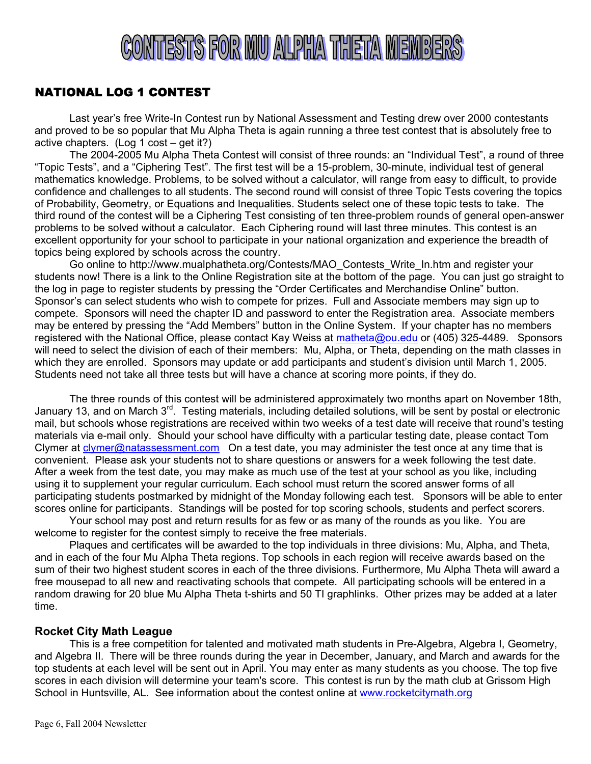# CONTESTS FOR MU ALPHA THETA MEMBERS

## NATIONAL LOG 1 CONTEST

Last year's free Write-In Contest run by National Assessment and Testing drew over 2000 contestants and proved to be so popular that Mu Alpha Theta is again running a three test contest that is absolutely free to active chapters. (Log 1 cost – get it?)

The 2004-2005 Mu Alpha Theta Contest will consist of three rounds: an "Individual Test", a round of three "Topic Tests", and a "Ciphering Test". The first test will be a 15-problem, 30-minute, individual test of general mathematics knowledge. Problems, to be solved without a calculator, will range from easy to difficult, to provide confidence and challenges to all students. The second round will consist of three Topic Tests covering the topics of Probability, Geometry, or Equations and Inequalities. Students select one of these topic tests to take. The third round of the contest will be a Ciphering Test consisting of ten three-problem rounds of general open-answer problems to be solved without a calculator. Each Ciphering round will last three minutes. This contest is an excellent opportunity for your school to participate in your national organization and experience the breadth of topics being explored by schools across the country.

Go online to http://www.mualphatheta.org/Contests/MAO_Contests_Write_In.htm and register your students now! There is a link to the Online Registration site at the bottom of the page. You can just go straight to the log in page to register students by pressing the "Order Certificates and Merchandise Online" button. Sponsor's can select students who wish to compete for prizes. Full and Associate members may sign up to compete. Sponsors will need the chapter ID and password to enter the Registration area. Associate members may be entered by pressing the "Add Members" button in the Online System. If your chapter has no members registered with the National Office, please contact Kay Weiss at matheta@ou.edu or (405) 325-4489. Sponsors will need to select the division of each of their members: Mu, Alpha, or Theta, depending on the math classes in which they are enrolled. Sponsors may update or add participants and student's division until March 1, 2005. Students need not take all three tests but will have a chance at scoring more points, if they do.

The three rounds of this contest will be administered approximately two months apart on November 18th, January 13, and on March 3rd. Testing materials, including detailed solutions, will be sent by postal or electronic mail, but schools whose registrations are received within two weeks of a test date will receive that round's testing materials via e-mail only. Should your school have difficulty with a particular testing date, please contact Tom Clymer at clymer@natassessment.com On a test date, you may administer the test once at any time that is convenient. Please ask your students not to share questions or answers for a week following the test date. After a week from the test date, you may make as much use of the test at your school as you like, including using it to supplement your regular curriculum. Each school must return the scored answer forms of all participating students postmarked by midnight of the Monday following each test. Sponsors will be able to enter scores online for participants. Standings will be posted for top scoring schools, students and perfect scorers.

Your school may post and return results for as few or as many of the rounds as you like. You are welcome to register for the contest simply to receive the free materials.

Plaques and certificates will be awarded to the top individuals in three divisions: Mu, Alpha, and Theta, and in each of the four Mu Alpha Theta regions. Top schools in each region will receive awards based on the sum of their two highest student scores in each of the three divisions. Furthermore, Mu Alpha Theta will award a free mousepad to all new and reactivating schools that compete. All participating schools will be entered in a random drawing for 20 blue Mu Alpha Theta t-shirts and 50 TI graphlinks. Other prizes may be added at a later time.

### Rocket City Math League

This is a free competition for talented and motivated math students in Pre-Algebra, Algebra I, Geometry, and Algebra II. There will be three rounds during the year in December, January, and March and awards for the top students at each level will be sent out in April. You may enter as many students as you choose. The top five scores in each division will determine your team's score. This contest is run by the math club at Grissom High School in Huntsville, AL. See information about the contest online at www.rocketcitymath.org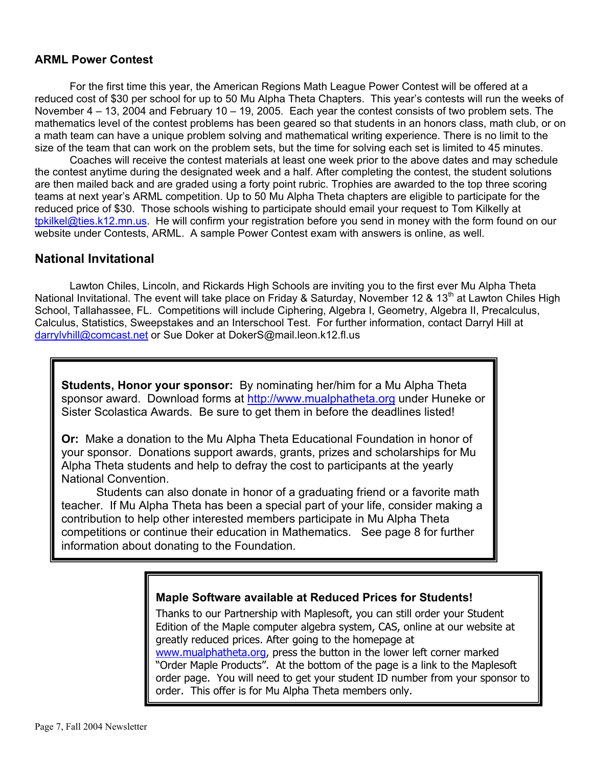### ARML Power Contest

For the first time this year, the American Regions Math League Power Contest will be offered at a reduced cost of $30 per school for up to 50 Mu Alpha Theta Chapters. This year's contests will run the weeks of November 4 – 13, 2004 and February 10 – 19, 2005. Each year the contest consists of two problem sets. The mathematics level of the contest problems has been geared so that students in an honors class, math club, or on a math team can have a unique problem solving and mathematical writing experience. There is no limit to the size of the team that can work on the problem sets, but the time for solving each set is limited to 45 minutes.

Coaches will receive the contest materials at least one week prior to the above dates and may schedule the contest anytime during the designated week and a half. After completing the contest, the student solutions are then mailed back and are graded using a forty point rubric. Trophies are awarded to the top three scoring teams at next year's ARML competition. Up to 50 Mu Alpha Theta chapters are eligible to participate for the reduced price of $30. Those schools wishing to participate should email your request to Tom Kilkelly at tpkilkel@ties.k12.mn.us. He will confirm your registration before you send in money with the form found on our website under Contests, ARML. A sample Power Contest exam with answers is online, as well.

## National Invitational

Lawton Chiles, Lincoln, and Rickards High Schools are inviting you to the first ever Mu Alpha Theta National Invitational. The event will take place on Friday & Saturday, November 12 & 13th at Lawton Chiles High School, Tallahassee, FL. Competitions will include Ciphering, Algebra I, Geometry, Algebra II, Precalculus, Calculus, Statistics, Sweepstakes and an Interschool Test. For further information, contact Darryl Hill at darrylvhill@comcast.net or Sue Doker at DokerS@mail.leon.k12.fl.us

**Students, Honor your sponsor:** By nominating her/him for a Mu Alpha Theta sponsor award. Download forms at http://www.mualphatheta.org under Huneke or Sister Scolastica Awards. Be sure to get them in before the deadlines listed!

**Or:** Make a donation to the Mu Alpha Theta Educational Foundation in honor of your sponsor. Donations support awards, grants, prizes and scholarships for Mu Alpha Theta students and help to defray the cost to participants at the yearly National Convention.

Students can also donate in honor of a graduating friend or a favorite math teacher. If Mu Alpha Theta has been a special part of your life, consider making a contribution to help other interested members participate in Mu Alpha Theta competitions or continue their education in Mathematics. See page 8 for further information about donating to the Foundation.

**Maple Software available at Reduced Prices for Students!**

Thanks to our Partnership with Maplesoft, you can still order your Student Edition of the Maple computer algebra system, CAS, online at our website at greatly reduced prices. After going to the homepage at www.mualphatheta.org, press the button in the lower left corner marked "Order Maple Products". At the bottom of the page is a link to the Maplesoft order page. You will need to get your student ID number from your sponsor to order. This offer is for Mu Alpha Theta members only.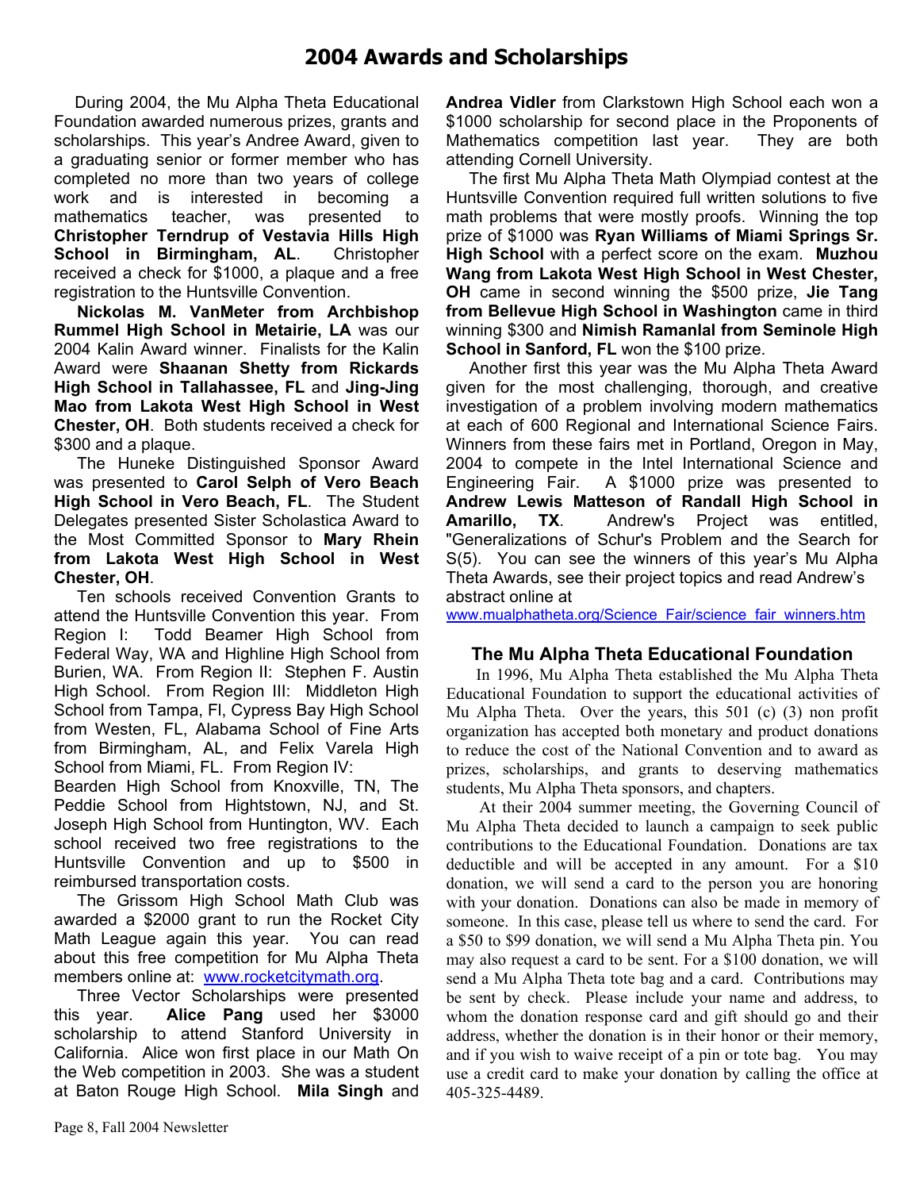# 2004 Awards and Scholarships

During 2004, the Mu Alpha Theta Educational Foundation awarded numerous prizes, grants and scholarships. This year's Andree Award, given to a graduating senior or former member who has completed no more than two years of college work and is interested in becoming a mathematics teacher, was presented to **Christopher Terndrup of Vestavia Hills High School in Birmingham, AL**. Christopher received a check for $1000, a plaque and a free registration to the Huntsville Convention.

**Nickolas M. VanMeter from Archbishop Rummel High School in Metairie, LA** was our 2004 Kalin Award winner. Finalists for the Kalin Award were **Shaanan Shetty from Rickards High School in Tallahassee, FL** and **Jing-Jing Mao from Lakota West High School in West Chester, OH**. Both students received a check for $300 and a plaque.

The Huneke Distinguished Sponsor Award was presented to **Carol Selph of Vero Beach High School in Vero Beach, FL**. The Student Delegates presented Sister Scholastica Award to the Most Committed Sponsor to **Mary Rhein from Lakota West High School in West Chester, OH**.

Ten schools received Convention Grants to attend the Huntsville Convention this year. From Region I: Todd Beamer High School from Federal Way, WA and Highline High School from Burien, WA. From Region II: Stephen F. Austin High School. From Region III: Middleton High School from Tampa, Fl, Cypress Bay High School from Westen, FL, Alabama School of Fine Arts from Birmingham, AL, and Felix Varela High School from Miami, FL. From Region IV: Bearden High School from Knoxville, TN, The Peddie School from Hightstown, NJ, and St. Joseph High School from Huntington, WV. Each school received two free registrations to the Huntsville Convention and up to $500 in reimbursed transportation costs.

The Grissom High School Math Club was awarded a $2000 grant to run the Rocket City Math League again this year. You can read about this free competition for Mu Alpha Theta members online at: www.rocketcitymath.org.

Three Vector Scholarships were presented this year. **Alice Pang** used her $3000 scholarship to attend Stanford University in California. Alice won first place in our Math On the Web competition in 2003. She was a student at Baton Rouge High School. **Mila Singh** and **Andrea Vidler** from Clarkstown High School each won a $1000 scholarship for second place in the Proponents of Mathematics competition last year. They are both attending Cornell University.

The first Mu Alpha Theta Math Olympiad contest at the Huntsville Convention required full written solutions to five math problems that were mostly proofs. Winning the top prize of $1000 was **Ryan Williams of Miami Springs Sr. High School** with a perfect score on the exam. **Muzhou Wang from Lakota West High School in West Chester, OH** came in second winning the $500 prize, **Jie Tang from Bellevue High School in Washington** came in third winning $300 and **Nimish Ramanlal from Seminole High School in Sanford, FL** won the $100 prize.

Another first this year was the Mu Alpha Theta Award given for the most challenging, thorough, and creative investigation of a problem involving modern mathematics at each of 600 Regional and International Science Fairs. Winners from these fairs met in Portland, Oregon in May, 2004 to compete in the Intel International Science and Engineering Fair. A $1000 prize was presented to **Andrew Lewis Matteson of Randall High School in Amarillo, TX**. Andrew's Project was entitled, "Generalizations of Schur's Problem and the Search for S(5). You can see the winners of this year's Mu Alpha Theta Awards, see their project topics and read Andrew's abstract online at www.mualphatheta.org/Science_Fair/science_fair_winners.htm

## The Mu Alpha Theta Educational Foundation

In 1996, Mu Alpha Theta established the Mu Alpha Theta Educational Foundation to support the educational activities of Mu Alpha Theta. Over the years, this 501 (c) (3) non profit organization has accepted both monetary and product donations to reduce the cost of the National Convention and to award as prizes, scholarships, and grants to deserving mathematics students, Mu Alpha Theta sponsors, and chapters.

At their 2004 summer meeting, the Governing Council of Mu Alpha Theta decided to launch a campaign to seek public contributions to the Educational Foundation. Donations are tax deductible and will be accepted in any amount. For a $10 donation, we will send a card to the person you are honoring with your donation. Donations can also be made in memory of someone. In this case, please tell us where to send the card. For a $50 to $99 donation, we will send a Mu Alpha Theta pin. You may also request a card to be sent. For a $100 donation, we will send a Mu Alpha Theta tote bag and a card. Contributions may be sent by check. Please include your name and address, to whom the donation response card and gift should go and their address, whether the donation is in their honor or their memory, and if you wish to waive receipt of a pin or tote bag. You may use a credit card to make your donation by calling the office at 405-325-4489.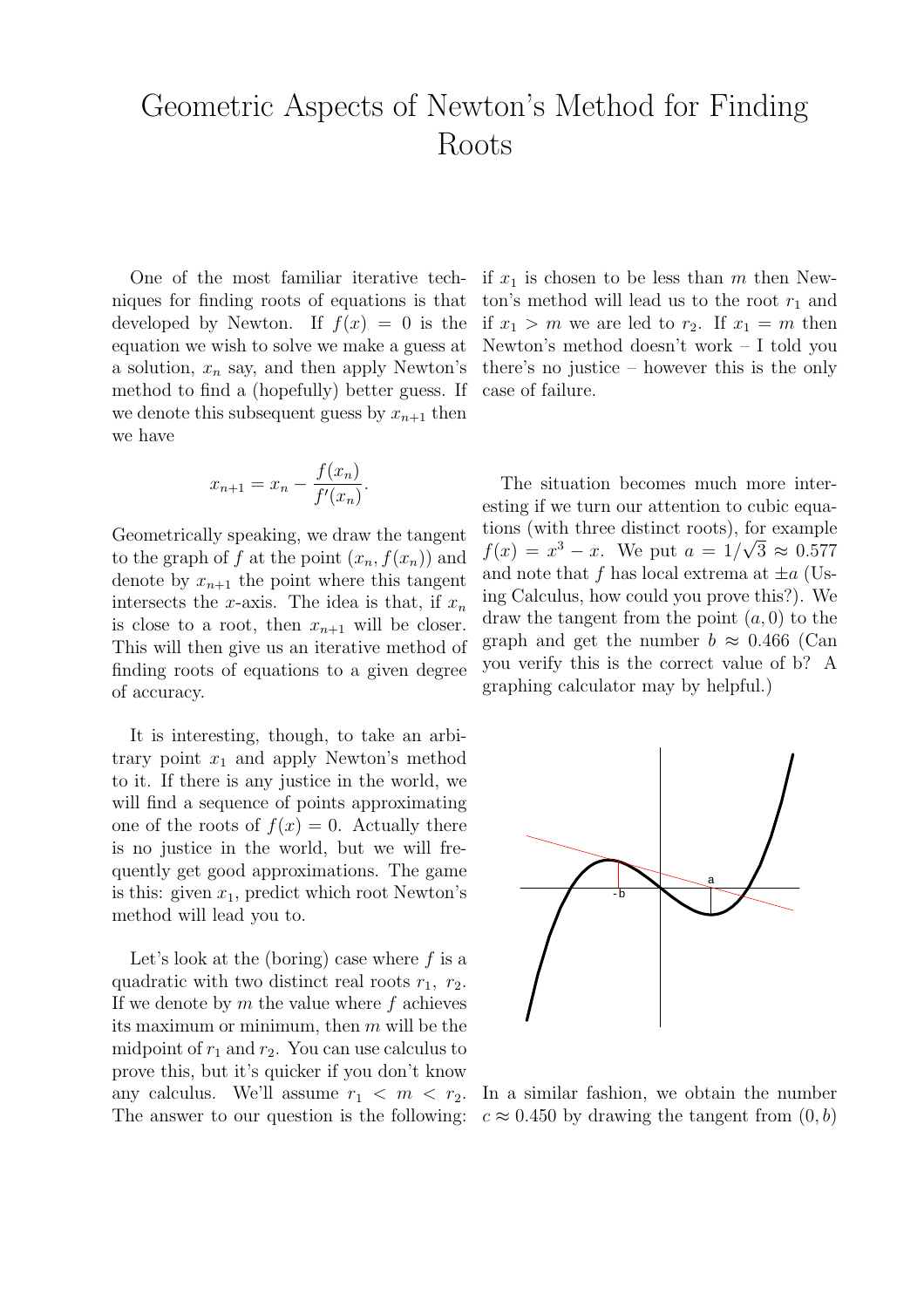# Geometric Aspects of Newton's Method for Finding Roots

One of the most familiar iterative techniques for finding roots of equations is that developed by Newton. If $f(x) = 0$ is the equation we wish to solve we make a guess at a solution, $x_n$ say, and then apply Newton's method to find a (hopefully) better guess. If we denote this subsequent guess by $x_{n+1}$ then we have

$$x_{n+1} = x_n - \frac{f(x_n)}{f'(x_n)}.$$

Geometrically speaking, we draw the tangent to the graph of $f$ at the point $(x_n, f(x_n))$ and denote by $x_{n+1}$ the point where this tangent intersects the $x$-axis. The idea is that, if $x_n$ is close to a root, then $x_{n+1}$ will be closer. This will then give us an iterative method of finding roots of equations to a given degree of accuracy.

It is interesting, though, to take an arbitrary point $x_1$ and apply Newton's method to it. If there is any justice in the world, we will find a sequence of points approximating one of the roots of $f(x) = 0$. Actually there is no justice in the world, but we will frequently get good approximations. The game is this: given $x_1$, predict which root Newton's method will lead you to.

Let's look at the (boring) case where $f$ is a quadratic with two distinct real roots $r_1$, $r_2$. If we denote by $m$ the value where $f$ achieves its maximum or minimum, then $m$ will be the midpoint of $r_1$ and $r_2$. You can use calculus to prove this, but it's quicker if you don't know any calculus. We'll assume $r_1 < m < r_2$. The answer to our question is the following: if $x_1$ is chosen to be less than $m$ then Newton's method will lead us to the root $r_1$ and if $x_1 > m$ we are led to $r_2$. If $x_1 = m$ then Newton's method doesn't work – I told you there's no justice – however this is the only case of failure.

The situation becomes much more interesting if we turn our attention to cubic equations (with three distinct roots), for example $f(x) = x^3 - x$. We put $a = 1/\sqrt{3} \approx 0.577$ and note that $f$ has local extrema at $\pm a$ (Using Calculus, how could you prove this?). We draw the tangent from the point $(a, 0)$ to the graph and get the number $b \approx 0.466$ (Can you verify this is the correct value of b? A graphing calculator may by helpful.)

In a similar fashion, we obtain the number $c \approx 0.450$ by drawing the tangent from $(0, b)$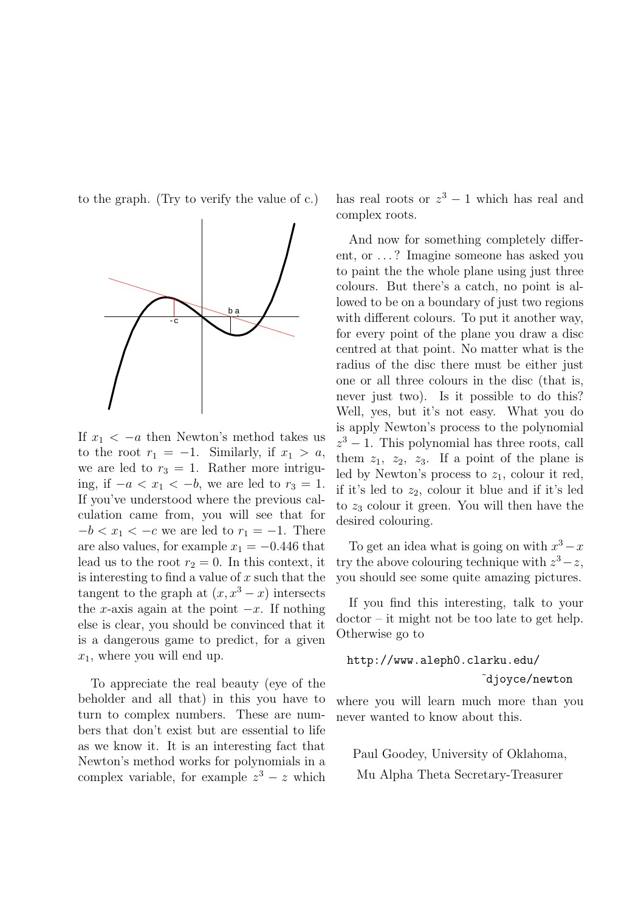to the graph. (Try to verify the value of c.)

-c

b a

If $x_1 < -a$ then Newton's method takes us to the root $r_1 = -1$. Similarly, if $x_1 > a$, we are led to $r_3 = 1$. Rather more intriguing, if $-a < x_1 < -b$, we are led to $r_3 = 1$. If you've understood where the previous calculation came from, you will see that for $-b < x_1 < -c$ we are led to $r_1 = -1$. There are also values, for example $x_1 = -0.446$ that lead us to the root $r_2 = 0$. In this context, it is interesting to find a value of $x$ such that the tangent to the graph at $(x, x^3 - x)$ intersects the $x$-axis again at the point $-x$. If nothing else is clear, you should be convinced that it is a dangerous game to predict, for a given $x_1$, where you will end up.

To appreciate the real beauty (eye of the beholder and all that) in this you have to turn to complex numbers. These are numbers that don't exist but are essential to life as we know it. It is an interesting fact that Newton's method works for polynomials in a complex variable, for example $z^3 - z$ which has real roots or $z^3 - 1$ which has real and complex roots.

And now for something completely different, or ...? Imagine someone has asked you to paint the the whole plane using just three colours. But there's a catch, no point is allowed to be on a boundary of just two regions with different colours. To put it another way, for every point of the plane you draw a disc centred at that point. No matter what is the radius of the disc there must be either just one or all three colours in the disc (that is, never just two). Is it possible to do this? Well, yes, but it's not easy. What you do is apply Newton's process to the polynomial $z^3 - 1$. This polynomial has three roots, call them $z_1$, $z_2$, $z_3$. If a point of the plane is led by Newton's process to $z_1$, colour it red, if it's led to $z_2$, colour it blue and if it's led to $z_3$ colour it green. You will then have the desired colouring.

To get an idea what is going on with $x^3 - x$ try the above colouring technique with $z^3 - z$, you should see some quite amazing pictures.

If you find this interesting, talk to your doctor – it might not be too late to get help. Otherwise go to

```
http://www.aleph0.clarku.edu/
                        ~djoyce/newton
```

where you will learn much more than you never wanted to know about this.

Paul Goodey, University of Oklahoma,

Mu Alpha Theta Secretary-Treasurer